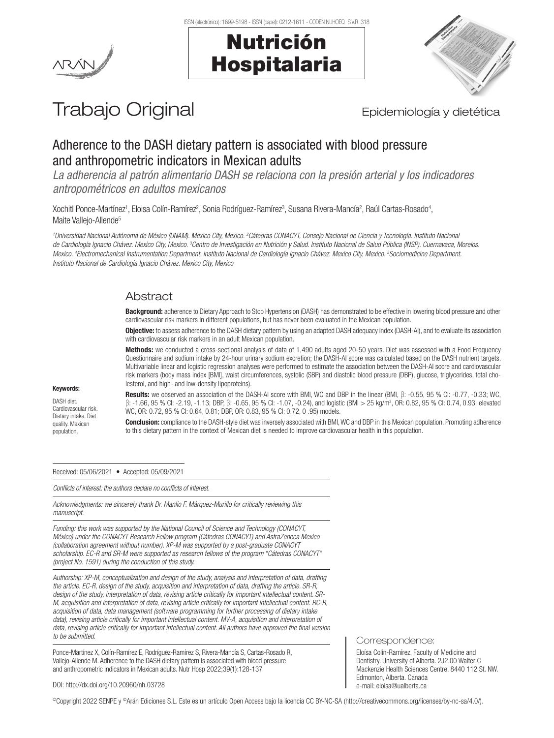# Trabajo Original

Epidemiología y dietética

## Adherence to the DASH dietary pattern is associated with blood pressure and anthropometric indicators in Mexican adults

*La adherencia al patrón alimentario DASH se relaciona con la presión arterial y los indicadores antropométricos en adultos mexicanos*

Xochitl Ponce-Martínez[1], Eloisa Colín-Ramírez[2], Sonia Rodríguez-Ramírez[3], Susana Rivera-Mancía[2], Raúl Cartas-Rosado[4], Maite Vallejo-Allende[5]

*[1]Universidad Nacional Autónoma de México (UNAM). Mexico City, Mexico. [2]Cátedras CONACYT, Consejo Nacional de Ciencia y Tecnología. Instituto Nacional de Cardiología Ignacio Chávez. Mexico City, Mexico. [3]Centro de Investigación en Nutrición y Salud. Instituto Nacional de Salud Pública (INSP). Cuernavaca, Morelos. Mexico. [4]Electromechanical Instrumentation Department. Instituto Nacional de Cardiología Ignacio Chávez. Mexico City, Mexico. [5]Sociomedicine Department. Instituto Nacional de Cardiología Ignacio Chávez. Mexico City, Mexico*

### Abstract

**Background:** adherence to Dietary Approach to Stop Hypertension (DASH) has demonstrated to be effective in lowering blood pressure and other cardiovascular risk markers in different populations, but has never been evaluated in the Mexican population.

**Objective:** to assess adherence to the DASH dietary pattern by using an adapted DASH adequacy index (DASH-AI), and to evaluate its association with cardiovascular risk markers in an adult Mexican population.

**Methods:** we conducted a cross-sectional analysis of data of 1,490 adults aged 20-50 years. Diet was assessed with a Food Frequency Questionnaire and sodium intake by 24-hour urinary sodium excretion; the DASH-AI score was calculated based on the DASH nutrient targets. Multivariable linear and logistic regression analyses were performed to estimate the association between the DASH-AI score and cardiovascular risk markers (body mass index [BMI], waist circumferences, systolic (SBP) and diastolic blood pressure (DBP), glucose, triglycerides, total cholesterol, and high- and low-density lipoproteins).

**Results:** we observed an association of the DASH-AI score with BMI, WC and DBP in the linear (BMI, β: -0.55, 95 % CI: -0.77, -0.33; WC, β: -1.66, 95 % CI: -2.19, -1.13; DBP, β: -0.65, 95 % CI: -1.07, -0.24), and logistic (BMI > 25 kg/m$^2$, OR: 0.82, 95 % CI: 0.74, 0.93; elevated WC, OR: 0.72, 95 % CI: 0.64, 0.81; DBP, OR: 0.83, 95 % CI: 0.72, 0 .95) models.

**Conclusion:** compliance to the DASH-style diet was inversely associated with BMI, WC and DBP in this Mexican population. Promoting adherence to this dietary pattern in the context of Mexican diet is needed to improve cardiovascular health in this population.

**Keywords:**

DASH diet. Cardiovascular risk. Dietary intake. Diet quality. Mexican population.

Received: 05/06/2021 • Accepted: 05/09/2021

*Conflicts of interest: the authors declare no conflicts of interest.*

*Acknowledgments: we sincerely thank Dr. Manlio F. Márquez-Murillo for critically reviewing this manuscript.*

*Funding: this work was supported by the National Council of Science and Technology (CONACYT, México) under the CONACYT Research Fellow program (Cátedras CONACYT) and AstraZeneca Mexico (collaboration agreement without number). XP-M was supported by a post-graduate CONACYT scholarship. EC-R and SR-M were supported as research fellows of the program "Cátedras CONACYT" (project No. 1591) during the conduction of this study.*

*Authorship: XP-M, conceptualization and design of the study, analysis and interpretation of data, drafting the article. EC-R, design of the study, acquisition and interpretation of data, drafting the article. SR-R, design of the study, interpretation of data, revising article critically for important intellectual content. SR-M, acquisition and interpretation of data, revising article critically for important intellectual content. RC-R, acquisition of data, data management (software programming for further processing of dietary intake data), revising article critically for important intellectual content. MV-A, acquisition and interpretation of data, revising article critically for important intellectual content. All authors have approved the final version to be submitted.*

Ponce-Martínez X, Colín-Ramírez E, Rodríguez-Ramírez S, Rivera-Mancía S, Cartas-Rosado R, Vallejo-Allende M. Adherence to the DASH dietary pattern is associated with blood pressure and anthropometric indicators in Mexican adults. Nutr Hosp 2022;39(1):128-137

DOI: http://dx.doi.org/10.20960/nh.03728

Correspondence:

Eloísa Colín-Ramírez. Faculty of Medicine and Dentistry. University of Alberta. 2J2.00 Walter C Mackenzie Health Sciences Centre. 8440 112 St. NW. Edmonton, Alberta. Canada
e-mail: eloisa@ualberta.ca

©Copyright 2022 SENPE y ©Arán Ediciones S.L. Este es un artículo Open Access bajo la licencia CC BY-NC-SA (http://creativecommons.org/licenses/by-nc-sa/4.0/).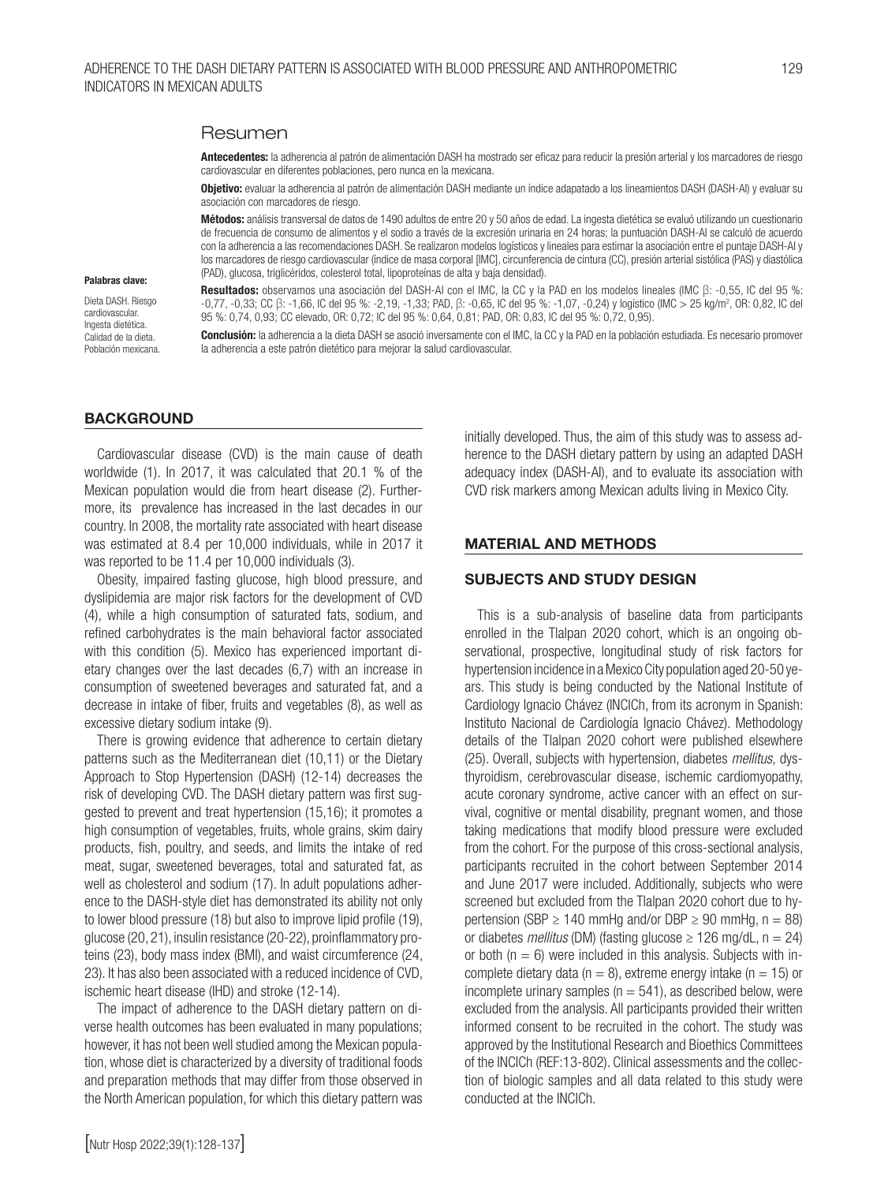## Resumen

**Antecedentes:** la adherencia al patrón de alimentación DASH ha mostrado ser eficaz para reducir la presión arterial y los marcadores de riesgo cardiovascular en diferentes poblaciones, pero nunca en la mexicana.

**Objetivo:** evaluar la adherencia al patrón de alimentación DASH mediante un índice adapatado a los lineamientos DASH (DASH-AI) y evaluar su asociación con marcadores de riesgo.

**Métodos:** análisis transversal de datos de 1490 adultos de entre 20 y 50 años de edad. La ingesta dietética se evaluó utilizando un cuestionario de frecuencia de consumo de alimentos y el sodio a través de la excreción urinaria en 24 horas; la puntuación DASH-AI se calculó de acuerdo con la adherencia a las recomendaciones DASH. Se realizaron modelos logísticos y lineales para estimar la asociación entre el puntaje DASH-AI y los marcadores de riesgo cardiovascular (índice de masa corporal [IMC], circunferencia de cintura (CC), presión arterial sistólica (PAS) y diastólica (PAD), glucosa, triglicéridos, colesterol total, lipoproteínas de alta y baja densidad).

**Resultados:** observamos una asociación del DASH-AI con el IMC, la CC y la PAD en los modelos lineales (IMC β: -0,55, IC del 95 %: -0,77, -0,33; CC β: -1,66, IC del 95 %: -2,19, -1,33; PAD, β: -0,65, IC del 95 %: -1,07, -0,24) y logístico (IMC > 25 kg/m$^2$, OR: 0,82, IC del 95 %: 0,74, 0,93; CC elevado, OR: 0,72; IC del 95 %: 0,64, 0,81; PAD, OR: 0,83, IC del 95 %: 0,72, 0,95).

**Conclusión:** la adherencia a la dieta DASH se asoció inversamente con el IMC, la CC y la PAD en la población estudiada. Es necesario promover la adherencia a este patrón dietético para mejorar la salud cardiovascular.

**Palabras clave:**

Dieta DASH. Riesgo cardiovascular. Ingesta dietética. Calidad de la dieta. Población mexicana.

## BACKGROUND

Cardiovascular disease (CVD) is the main cause of death worldwide (1). In 2017, it was calculated that 20.1 % of the Mexican population would die from heart disease (2). Furthermore, its prevalence has increased in the last decades in our country. In 2008, the mortality rate associated with heart disease was estimated at 8.4 per 10,000 individuals, while in 2017 it was reported to be 11.4 per 10,000 individuals (3).

Obesity, impaired fasting glucose, high blood pressure, and dyslipidemia are major risk factors for the development of CVD (4), while a high consumption of saturated fats, sodium, and refined carbohydrates is the main behavioral factor associated with this condition (5). Mexico has experienced important dietary changes over the last decades (6,7) with an increase in consumption of sweetened beverages and saturated fat, and a decrease in intake of fiber, fruits and vegetables (8), as well as excessive dietary sodium intake (9).

There is growing evidence that adherence to certain dietary patterns such as the Mediterranean diet (10,11) or the Dietary Approach to Stop Hypertension (DASH) (12-14) decreases the risk of developing CVD. The DASH dietary pattern was first suggested to prevent and treat hypertension (15,16); it promotes a high consumption of vegetables, fruits, whole grains, skim dairy products, fish, poultry, and seeds, and limits the intake of red meat, sugar, sweetened beverages, total and saturated fat, as well as cholesterol and sodium (17). In adult populations adherence to the DASH-style diet has demonstrated its ability not only to lower blood pressure (18) but also to improve lipid profile (19), glucose (20, 21), insulin resistance (20-22), proinflammatory proteins (23), body mass index (BMI), and waist circumference (24, 23). It has also been associated with a reduced incidence of CVD, ischemic heart disease (IHD) and stroke (12-14).

The impact of adherence to the DASH dietary pattern on diverse health outcomes has been evaluated in many populations; however, it has not been well studied among the Mexican population, whose diet is characterized by a diversity of traditional foods and preparation methods that may differ from those observed in the North American population, for which this dietary pattern was initially developed. Thus, the aim of this study was to assess adherence to the DASH dietary pattern by using an adapted DASH adequacy index (DASH-AI), and to evaluate its association with CVD risk markers among Mexican adults living in Mexico City.

## MATERIAL AND METHODS

### SUBJECTS AND STUDY DESIGN

This is a sub-analysis of baseline data from participants enrolled in the Tlalpan 2020 cohort, which is an ongoing observational, prospective, longitudinal study of risk factors for hypertension incidence in a Mexico City population aged 20-50 years. This study is being conducted by the National Institute of Cardiology Ignacio Chávez (INCICh, from its acronym in Spanish: Instituto Nacional de Cardiología Ignacio Chávez). Methodology details of the Tlalpan 2020 cohort were published elsewhere (25). Overall, subjects with hypertension, diabetes *mellitus,* dysthyroidism, cerebrovascular disease, ischemic cardiomyopathy, acute coronary syndrome, active cancer with an effect on survival, cognitive or mental disability, pregnant women, and those taking medications that modify blood pressure were excluded from the cohort. For the purpose of this cross-sectional analysis, participants recruited in the cohort between September 2014 and June 2017 were included. Additionally, subjects who were screened but excluded from the Tlalpan 2020 cohort due to hypertension (SBP ≥ 140 mmHg and/or DBP ≥ 90 mmHg, n = 88) or diabetes *mellitus* (DM) (fasting glucose ≥ 126 mg/dL, n = 24) or both (n = 6) were included in this analysis. Subjects with incomplete dietary data (n = 8), extreme energy intake (n = 15) or incomplete urinary samples (n = 541), as described below, were excluded from the analysis. All participants provided their written informed consent to be recruited in the cohort. The study was approved by the Institutional Research and Bioethics Committees of the INCICh (REF:13-802). Clinical assessments and the collection of biologic samples and all data related to this study were conducted at the INCICh.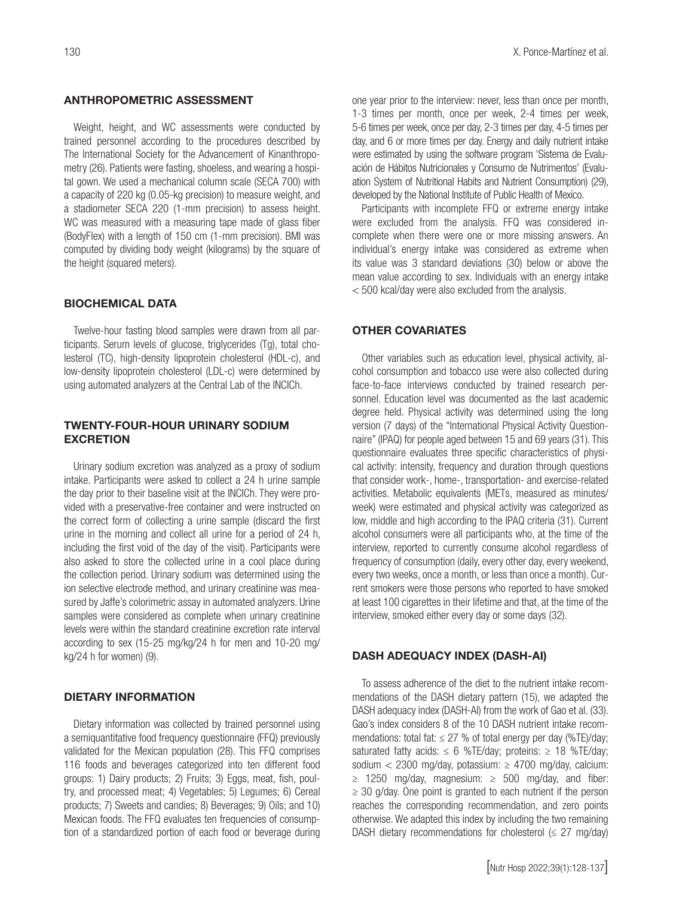## ANTHROPOMETRIC ASSESSMENT

Weight, height, and WC assessments were conducted by trained personnel according to the procedures described by The International Society for the Advancement of Kinanthropometry (26). Patients were fasting, shoeless, and wearing a hospital gown. We used a mechanical column scale (SECA 700) with a capacity of 220 kg (0.05-kg precision) to measure weight, and a stadiometer SECA 220 (1-mm precision) to assess height. WC was measured with a measuring tape made of glass fiber (BodyFlex) with a length of 150 cm (1-mm precision). BMI was computed by dividing body weight (kilograms) by the square of the height (squared meters).

## BIOCHEMICAL DATA

Twelve-hour fasting blood samples were drawn from all participants. Serum levels of glucose, triglycerides (Tg), total cholesterol (TC), high-density lipoprotein cholesterol (HDL-c), and low-density lipoprotein cholesterol (LDL-c) were determined by using automated analyzers at the Central Lab of the INCICh.

## TWENTY-FOUR-HOUR URINARY SODIUM EXCRETION

Urinary sodium excretion was analyzed as a proxy of sodium intake. Participants were asked to collect a 24 h urine sample the day prior to their baseline visit at the INCICh. They were provided with a preservative-free container and were instructed on the correct form of collecting a urine sample (discard the first urine in the morning and collect all urine for a period of 24 h, including the first void of the day of the visit). Participants were also asked to store the collected urine in a cool place during the collection period. Urinary sodium was determined using the ion selective electrode method, and urinary creatinine was measured by Jaffe's colorimetric assay in automated analyzers. Urine samples were considered as complete when urinary creatinine levels were within the standard creatinine excretion rate interval according to sex (15-25 mg/kg/24 h for men and 10-20 mg/kg/24 h for women) (9).

## DIETARY INFORMATION

Dietary information was collected by trained personnel using a semiquantitative food frequency questionnaire (FFQ) previously validated for the Mexican population (28). This FFQ comprises 116 foods and beverages categorized into ten different food groups: 1) Dairy products; 2) Fruits; 3) Eggs, meat, fish, poultry, and processed meat; 4) Vegetables; 5) Legumes; 6) Cereal products; 7) Sweets and candies; 8) Beverages; 9) Oils; and 10) Mexican foods. The FFQ evaluates ten frequencies of consumption of a standardized portion of each food or beverage during one year prior to the interview: never, less than once per month, 1-3 times per month, once per week, 2-4 times per week, 5-6 times per week, once per day, 2-3 times per day, 4-5 times per day, and 6 or more times per day. Energy and daily nutrient intake were estimated by using the software program 'Sistema de Evaluación de Hábitos Nutricionales y Consumo de Nutrimentos' (Evaluation System of Nutritional Habits and Nutrient Consumption) (29), developed by the National Institute of Public Health of Mexico.

Participants with incomplete FFQ or extreme energy intake were excluded from the analysis. FFQ was considered incomplete when there were one or more missing answers. An individual's energy intake was considered as extreme when its value was 3 standard deviations (30) below or above the mean value according to sex. Individuals with an energy intake < 500 kcal/day were also excluded from the analysis.

## OTHER COVARIATES

Other variables such as education level, physical activity, alcohol consumption and tobacco use were also collected during face-to-face interviews conducted by trained research personnel. Education level was documented as the last academic degree held. Physical activity was determined using the long version (7 days) of the "International Physical Activity Questionnaire" (IPAQ) for people aged between 15 and 69 years (31). This questionnaire evaluates three specific characteristics of physical activity: intensity, frequency and duration through questions that consider work-, home-, transportation- and exercise-related activities. Metabolic equivalents (METs, measured as minutes/week) were estimated and physical activity was categorized as low, middle and high according to the IPAQ criteria (31). Current alcohol consumers were all participants who, at the time of the interview, reported to currently consume alcohol regardless of frequency of consumption (daily, every other day, every weekend, every two weeks, once a month, or less than once a month). Current smokers were those persons who reported to have smoked at least 100 cigarettes in their lifetime and that, at the time of the interview, smoked either every day or some days (32).

## DASH ADEQUACY INDEX (DASH-AI)

To assess adherence of the diet to the nutrient intake recommendations of the DASH dietary pattern (15), we adapted the DASH adequacy index (DASH-AI) from the work of Gao et al. (33). Gao's index considers 8 of the 10 DASH nutrient intake recommendations: total fat: ≤ 27 % of total energy per day (%TE)/day; saturated fatty acids: ≤ 6 %TE/day; proteins: ≥ 18 %TE/day; sodium < 2300 mg/day, potassium: ≥ 4700 mg/day, calcium: ≥ 1250 mg/day, magnesium: ≥ 500 mg/day, and fiber: ≥ 30 g/day. One point is granted to each nutrient if the person reaches the corresponding recommendation, and zero points otherwise. We adapted this index by including the two remaining DASH dietary recommendations for cholesterol (≤ 27 mg/day)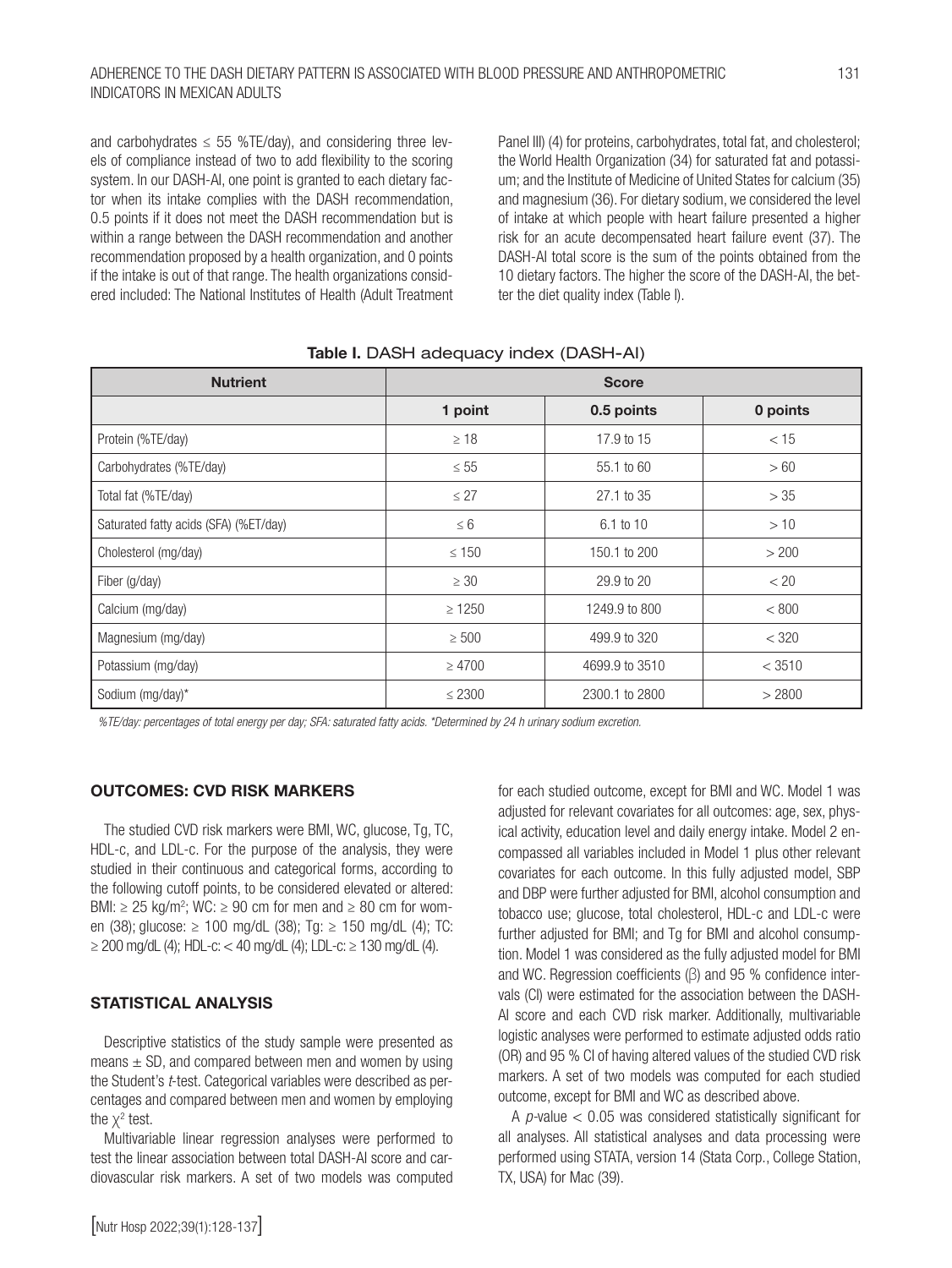and carbohydrates ≤ 55 %TE/day), and considering three levels of compliance instead of two to add flexibility to the scoring system. In our DASH-AI, one point is granted to each dietary factor when its intake complies with the DASH recommendation, 0.5 points if it does not meet the DASH recommendation but is within a range between the DASH recommendation and another recommendation proposed by a health organization, and 0 points if the intake is out of that range. The health organizations considered included: The National Institutes of Health (Adult Treatment Panel III) (4) for proteins, carbohydrates, total fat, and cholesterol; the World Health Organization (34) for saturated fat and potassium; and the Institute of Medicine of United States for calcium (35) and magnesium (36). For dietary sodium, we considered the level of intake at which people with heart failure presented a higher risk for an acute decompensated heart failure event (37). The DASH-AI total score is the sum of the points obtained from the 10 dietary factors. The higher the score of the DASH-AI, the better the diet quality index (Table I).

**Table I.** DASH adequacy index (DASH-AI)

| Nutrient | Score | | |
|---|---|---|---|
| | **1 point** | **0.5 points** | **0 points** |
| Protein (%TE/day) | ≥ 18 | 17.9 to 15 | < 15 |
| Carbohydrates (%TE/day) | ≤ 55 | 55.1 to 60 | > 60 |
| Total fat (%TE/day) | ≤ 27 | 27.1 to 35 | > 35 |
| Saturated fatty acids (SFA) (%ET/day) | ≤ 6 | 6.1 to 10 | > 10 |
| Cholesterol (mg/day) | ≤ 150 | 150.1 to 200 | > 200 |
| Fiber (g/day) | ≥ 30 | 29.9 to 20 | < 20 |
| Calcium (mg/day) | ≥ 1250 | 1249.9 to 800 | < 800 |
| Magnesium (mg/day) | ≥ 500 | 499.9 to 320 | < 320 |
| Potassium (mg/day) | ≥ 4700 | 4699.9 to 3510 | < 3510 |
| Sodium (mg/day)* | ≤ 2300 | 2300.1 to 2800 | > 2800 |

*%TE/day: percentages of total energy per day; SFA: saturated fatty acids. *Determined by 24 h urinary sodium excretion.*

## OUTCOMES: CVD RISK MARKERS

The studied CVD risk markers were BMI, WC, glucose, Tg, TC, HDL-c, and LDL-c. For the purpose of the analysis, they were studied in their continuous and categorical forms, according to the following cutoff points, to be considered elevated or altered: BMI: ≥ 25 kg/m$^2$; WC: ≥ 90 cm for men and ≥ 80 cm for women (38); glucose: ≥ 100 mg/dL (38); Tg: ≥ 150 mg/dL (4); TC: ≥ 200 mg/dL (4); HDL-c: < 40 mg/dL (4); LDL-c: ≥ 130 mg/dL (4).

## STATISTICAL ANALYSIS

Descriptive statistics of the study sample were presented as means ± SD, and compared between men and women by using the Student's *t*-test. Categorical variables were described as percentages and compared between men and women by employing the $\chi^2$ test.

Multivariable linear regression analyses were performed to test the linear association between total DASH-AI score and cardiovascular risk markers. A set of two models was computed for each studied outcome, except for BMI and WC. Model 1 was adjusted for relevant covariates for all outcomes: age, sex, physical activity, education level and daily energy intake. Model 2 encompassed all variables included in Model 1 plus other relevant covariates for each outcome. In this fully adjusted model, SBP and DBP were further adjusted for BMI, alcohol consumption and tobacco use; glucose, total cholesterol, HDL-c and LDL-c were further adjusted for BMI; and Tg for BMI and alcohol consumption. Model 1 was considered as the fully adjusted model for BMI and WC. Regression coefficients (β) and 95 % confidence intervals (CI) were estimated for the association between the DASH-AI score and each CVD risk marker. Additionally, multivariable logistic analyses were performed to estimate adjusted odds ratio (OR) and 95 % CI of having altered values of the studied CVD risk markers. A set of two models was computed for each studied outcome, except for BMI and WC as described above.

A *p*-value $< 0.05$ was considered statistically significant for all analyses. All statistical analyses and data processing were performed using STATA, version 14 (Stata Corp., College Station, TX, USA) for Mac (39).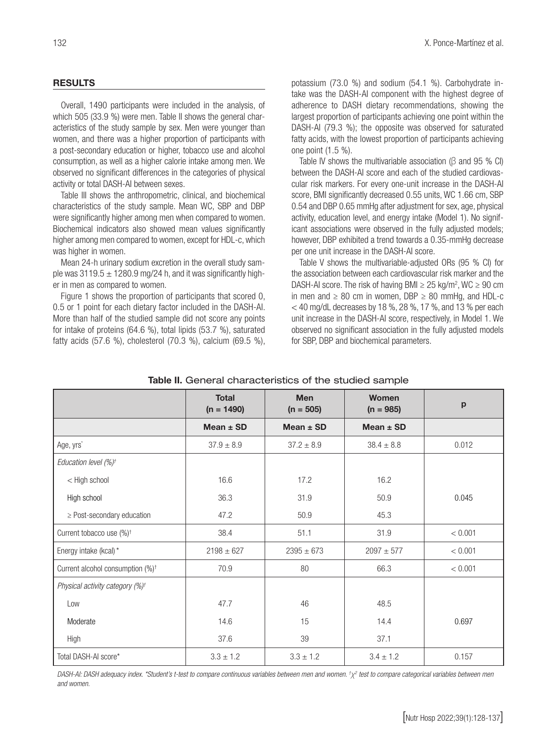## RESULTS

Overall, 1490 participants were included in the analysis, of which 505 (33.9 %) were men. Table II shows the general characteristics of the study sample by sex. Men were younger than women, and there was a higher proportion of participants with a post-secondary education or higher, tobacco use and alcohol consumption, as well as a higher calorie intake among men. We observed no significant differences in the categories of physical activity or total DASH-AI between sexes.

Table III shows the anthropometric, clinical, and biochemical characteristics of the study sample. Mean WC, SBP and DBP were significantly higher among men when compared to women. Biochemical indicators also showed mean values significantly higher among men compared to women, except for HDL-c, which was higher in women.

Mean 24-h urinary sodium excretion in the overall study sample was 3119.5 ± 1280.9 mg/24 h, and it was significantly higher in men as compared to women.

Figure 1 shows the proportion of participants that scored 0, 0.5 or 1 point for each dietary factor included in the DASH-AI. More than half of the studied sample did not score any points for intake of proteins (64.6 %), total lipids (53.7 %), saturated fatty acids (57.6 %), cholesterol (70.3 %), calcium (69.5 %), potassium (73.0 %) and sodium (54.1 %). Carbohydrate intake was the DASH-AI component with the highest degree of adherence to DASH dietary recommendations, showing the largest proportion of participants achieving one point within the DASH-AI (79.3 %); the opposite was observed for saturated fatty acids, with the lowest proportion of participants achieving one point (1.5 %).

Table IV shows the multivariable association (β and 95 % CI) between the DASH-AI score and each of the studied cardiovascular risk markers. For every one-unit increase in the DASH-AI score, BMI significantly decreased 0.55 units, WC 1.66 cm, SBP 0.54 and DBP 0.65 mmHg after adjustment for sex, age, physical activity, education level, and energy intake (Model 1). No significant associations were observed in the fully adjusted models; however, DBP exhibited a trend towards a 0.35-mmHg decrease per one unit increase in the DASH-AI score.

Table V shows the multivariable-adjusted ORs (95 % CI) for the association between each cardiovascular risk marker and the DASH-AI score. The risk of having BMI ≥ 25 kg/m², WC ≥ 90 cm in men and ≥ 80 cm in women, DBP ≥ 80 mmHg, and HDL-c < 40 mg/dL decreases by 18 %, 28 %, 17 %, and 13 % per each unit increase in the DASH-AI score, respectively, in Model 1. We observed no significant association in the fully adjusted models for SBP, DBP and biochemical parameters.

**Table II.** General characteristics of the studied sample

| | Total (n = 1490) | Men (n = 505) | Women (n = 985) | p |
|---|---|---|---|---|
| | Mean ± SD | Mean ± SD | Mean ± SD | |
| Age, yrs* | 37.9 ± 8.9 | 37.2 ± 8.9 | 38.4 ± 8.8 | 0.012 |
| *Education level (%)†* | | | | |
| < High school | 16.6 | 17.2 | 16.2 | |
| High school | 36.3 | 31.9 | 50.9 | 0.045 |
| ≥ Post-secondary education | 47.2 | 50.9 | 45.3 | |
| Current tobacco use (%)† | 38.4 | 51.1 | 31.9 | < 0.001 |
| Energy intake (kcal)* | 2198 ± 627 | 2395 ± 673 | 2097 ± 577 | < 0.001 |
| Current alcohol consumption (%)† | 70.9 | 80 | 66.3 | < 0.001 |
| *Physical activity category (%)†* | | | | |
| Low | 47.7 | 46 | 48.5 | |
| Moderate | 14.6 | 15 | 14.4 | 0.697 |
| High | 37.6 | 39 | 37.1 | |
| Total DASH-AI score* | 3.3 ± 1.2 | 3.3 ± 1.2 | 3.4 ± 1.2 | 0.157 |

*DASH-AI: DASH adequacy index. \*Student's t-test to compare continuous variables between men and women. †$\chi^2$ test to compare categorical variables between men and women.*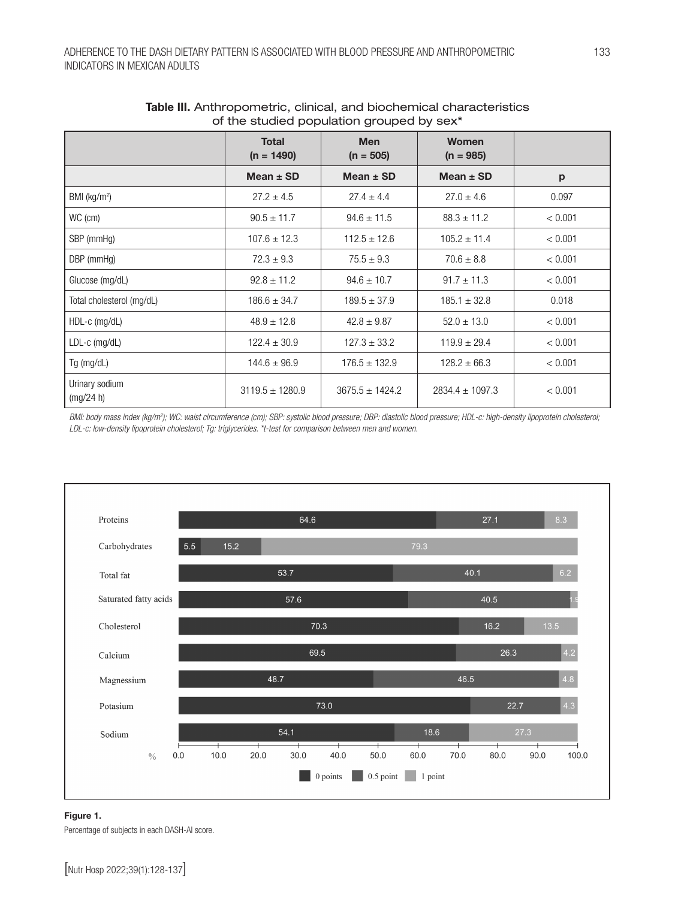**Table III.** Anthropometric, clinical, and biochemical characteristics of the studied population grouped by sex*

| | Total (n = 1490) | Men (n = 505) | Women (n = 985) | |
|---|---|---|---|---|
| | **Mean ± SD** | **Mean ± SD** | **Mean ± SD** | **p** |
| BMI (kg/m²) | 27.2 ± 4.5 | 27.4 ± 4.4 | 27.0 ± 4.6 | 0.097 |
| WC (cm) | 90.5 ± 11.7 | 94.6 ± 11.5 | 88.3 ± 11.2 | < 0.001 |
| SBP (mmHg) | 107.6 ± 12.3 | 112.5 ± 12.6 | 105.2 ± 11.4 | < 0.001 |
| DBP (mmHg) | 72.3 ± 9.3 | 75.5 ± 9.3 | 70.6 ± 8.8 | < 0.001 |
| Glucose (mg/dL) | 92.8 ± 11.2 | 94.6 ± 10.7 | 91.7 ± 11.3 | < 0.001 |
| Total cholesterol (mg/dL) | 186.6 ± 34.7 | 189.5 ± 37.9 | 185.1 ± 32.8 | 0.018 |
| HDL-c (mg/dL) | 48.9 ± 12.8 | 42.8 ± 9.87 | 52.0 ± 13.0 | < 0.001 |
| LDL-c (mg/dL) | 122.4 ± 30.9 | 127.3 ± 33.2 | 119.9 ± 29.4 | < 0.001 |
| Tg (mg/dL) | 144.6 ± 96.9 | 176.5 ± 132.9 | 128.2 ± 66.3 | < 0.001 |
| Urinary sodium (mg/24 h) | 3119.5 ± 1280.9 | 3675.5 ± 1424.2 | 2834.4 ± 1097.3 | < 0.001 |

*BMI: body mass index (kg/m²); WC: waist circumference (cm); SBP: systolic blood pressure; DBP: diastolic blood pressure; HDL-c: high-density lipoprotein cholesterol; LDL-c: low-density lipoprotein cholesterol; Tg: triglycerides. *t-test for comparison between men and women.*

| | 0 points | 0.5 point | 1 point |
|---|---|---|---|
| Proteins | 64.6 | 27.1 | 8.3 |
| Carbohydrates | 5.5 | 15.2 | 79.3 |
| Total fat | 53.7 | 40.1 | 6.2 |
| Saturated fatty acids | 57.6 | 40.5 | 1.9 |
| Cholesterol | 70.3 | 16.2 | 13.5 |
| Calcium | 69.5 | 26.3 | 4.2 |
| Magnessium | 48.7 | 46.5 | 4.8 |
| Potasium | 73.0 | 22.7 | 4.3 |
| Sodium | 54.1 | 18.6 | 27.3 |

**Figure 1.**

Percentage of subjects in each DASH-AI score.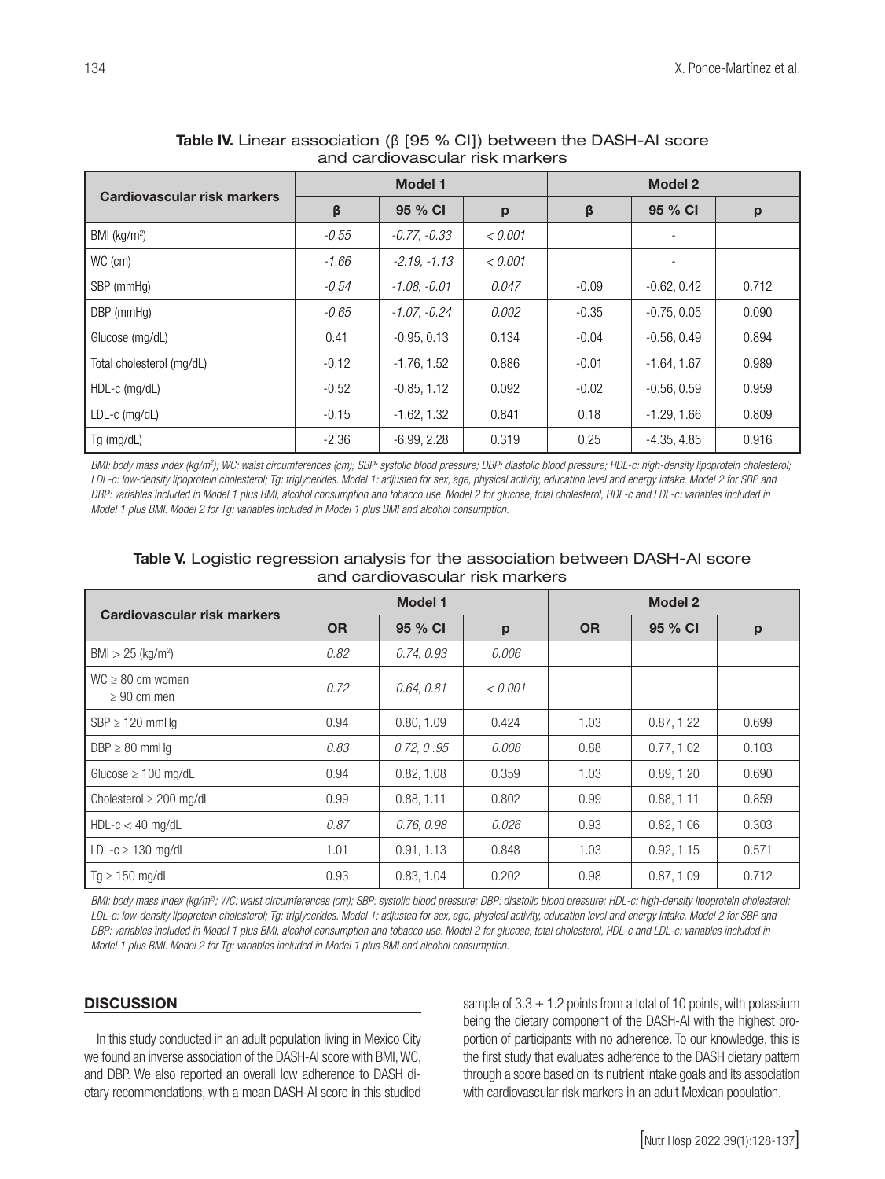**Table IV.** Linear association (β [95 % CI]) between the DASH-AI score and cardiovascular risk markers

| Cardiovascular risk markers | Model 1 | | | Model 2 | | |
|---|---|---|---|---|---|---|
| | β | 95 % CI | p | β | 95 % CI | p |
| BMI (kg/m$^2$) | *-0.55* | *-0.77, -0.33* | *< 0.001* | | - | |
| WC (cm) | *-1.66* | *-2.19, -1.13* | *< 0.001* | | - | |
| SBP (mmHg) | *-0.54* | *-1.08, -0.01* | *0.047* | -0.09 | -0.62, 0.42 | 0.712 |
| DBP (mmHg) | *-0.65* | *-1.07, -0.24* | *0.002* | -0.35 | -0.75, 0.05 | 0.090 |
| Glucose (mg/dL) | 0.41 | -0.95, 0.13 | 0.134 | -0.04 | -0.56, 0.49 | 0.894 |
| Total cholesterol (mg/dL) | -0.12 | -1.76, 1.52 | 0.886 | -0.01 | -1.64, 1.67 | 0.989 |
| HDL-c (mg/dL) | -0.52 | -0.85, 1.12 | 0.092 | -0.02 | -0.56, 0.59 | 0.959 |
| LDL-c (mg/dL) | -0.15 | -1.62, 1.32 | 0.841 | 0.18 | -1.29, 1.66 | 0.809 |
| Tg (mg/dL) | -2.36 | -6.99, 2.28 | 0.319 | 0.25 | -4.35, 4.85 | 0.916 |

*BMI: body mass index (kg/m$^2$); WC: waist circumferences (cm); SBP: systolic blood pressure; DBP: diastolic blood pressure; HDL-c: high-density lipoprotein cholesterol; LDL-c: low-density lipoprotein cholesterol; Tg: triglycerides. Model 1: adjusted for sex, age, physical activity, education level and energy intake. Model 2 for SBP and DBP: variables included in Model 1 plus BMI, alcohol consumption and tobacco use. Model 2 for glucose, total cholesterol, HDL-c and LDL-c: variables included in Model 1 plus BMI. Model 2 for Tg: variables included in Model 1 plus BMI and alcohol consumption.*

**Table V.** Logistic regression analysis for the association between DASH-AI score and cardiovascular risk markers

| Cardiovascular risk markers | Model 1 | | | Model 2 | | |
|---|---|---|---|---|---|---|
| | OR | 95 % CI | p | OR | 95 % CI | p |
| BMI > 25 (kg/m$^2$) | *0.82* | *0.74, 0.93* | *0.006* | | | |
| WC ≥ 80 cm women ≥ 90 cm men | *0.72* | *0.64, 0.81* | *< 0.001* | | | |
| SBP ≥ 120 mmHg | 0.94 | 0.80, 1.09 | 0.424 | 1.03 | 0.87, 1.22 | 0.699 |
| DBP ≥ 80 mmHg | *0.83* | *0.72, 0 .95* | *0.008* | 0.88 | 0.77, 1.02 | 0.103 |
| Glucose ≥ 100 mg/dL | 0.94 | 0.82, 1.08 | 0.359 | 1.03 | 0.89, 1.20 | 0.690 |
| Cholesterol ≥ 200 mg/dL | 0.99 | 0.88, 1.11 | 0.802 | 0.99 | 0.88, 1.11 | 0.859 |
| HDL-c < 40 mg/dL | *0.87* | *0.76, 0.98* | *0.026* | 0.93 | 0.82, 1.06 | 0.303 |
| LDL-c ≥ 130 mg/dL | 1.01 | 0.91, 1.13 | 0.848 | 1.03 | 0.92, 1.15 | 0.571 |
| Tg ≥ 150 mg/dL | 0.93 | 0.83, 1.04 | 0.202 | 0.98 | 0.87, 1.09 | 0.712 |

*BMI: body mass index (kg/m$^2$); WC: waist circumferences (cm); SBP: systolic blood pressure; DBP: diastolic blood pressure; HDL-c: high-density lipoprotein cholesterol; LDL-c: low-density lipoprotein cholesterol; Tg: triglycerides. Model 1: adjusted for sex, age, physical activity, education level and energy intake. Model 2 for SBP and DBP: variables included in Model 1 plus BMI, alcohol consumption and tobacco use. Model 2 for glucose, total cholesterol, HDL-c and LDL-c: variables included in Model 1 plus BMI. Model 2 for Tg: variables included in Model 1 plus BMI and alcohol consumption.*

## DISCUSSION

In this study conducted in an adult population living in Mexico City we found an inverse association of the DASH-AI score with BMI, WC, and DBP. We also reported an overall low adherence to DASH dietary recommendations, with a mean DASH-AI score in this studied sample of $3.3 \pm 1.2$ points from a total of 10 points, with potassium being the dietary component of the DASH-AI with the highest proportion of participants with no adherence. To our knowledge, this is the first study that evaluates adherence to the DASH dietary pattern through a score based on its nutrient intake goals and its association with cardiovascular risk markers in an adult Mexican population.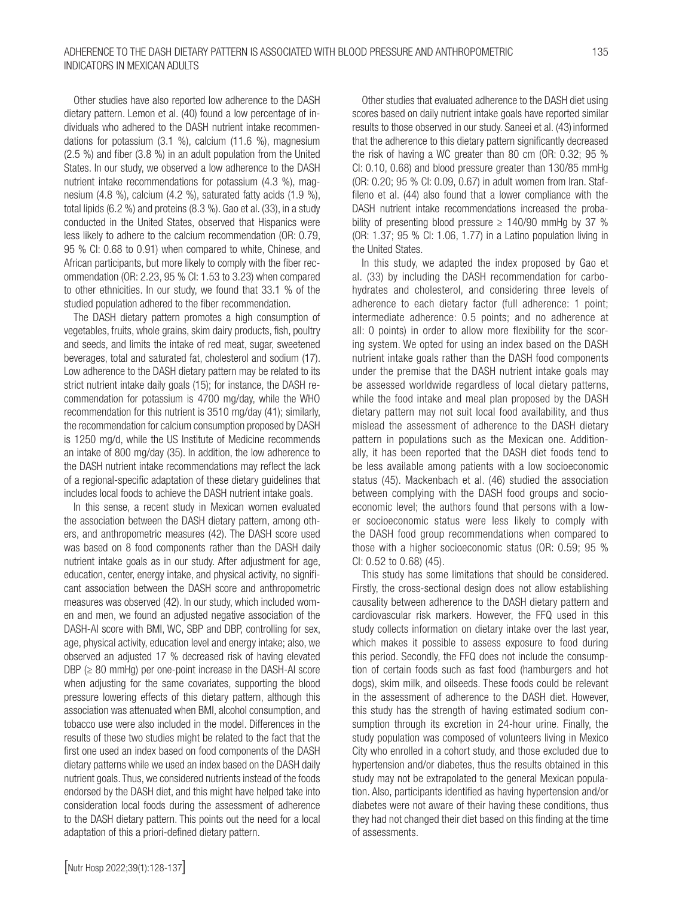Other studies have also reported low adherence to the DASH dietary pattern. Lemon et al. (40) found a low percentage of individuals who adhered to the DASH nutrient intake recommendations for potassium (3.1 %), calcium (11.6 %), magnesium (2.5 %) and fiber (3.8 %) in an adult population from the United States. In our study, we observed a low adherence to the DASH nutrient intake recommendations for potassium (4.3 %), magnesium (4.8 %), calcium (4.2 %), saturated fatty acids (1.9 %), total lipids (6.2 %) and proteins (8.3 %). Gao et al. (33), in a study conducted in the United States, observed that Hispanics were less likely to adhere to the calcium recommendation (OR: 0.79, 95 % CI: 0.68 to 0.91) when compared to white, Chinese, and African participants, but more likely to comply with the fiber recommendation (OR: 2.23, 95 % CI: 1.53 to 3.23) when compared to other ethnicities. In our study, we found that 33.1 % of the studied population adhered to the fiber recommendation.

The DASH dietary pattern promotes a high consumption of vegetables, fruits, whole grains, skim dairy products, fish, poultry and seeds, and limits the intake of red meat, sugar, sweetened beverages, total and saturated fat, cholesterol and sodium (17). Low adherence to the DASH dietary pattern may be related to its strict nutrient intake daily goals (15); for instance, the DASH recommendation for potassium is 4700 mg/day, while the WHO recommendation for this nutrient is 3510 mg/day (41); similarly, the recommendation for calcium consumption proposed by DASH is 1250 mg/d, while the US Institute of Medicine recommends an intake of 800 mg/day (35). In addition, the low adherence to the DASH nutrient intake recommendations may reflect the lack of a regional-specific adaptation of these dietary guidelines that includes local foods to achieve the DASH nutrient intake goals.

In this sense, a recent study in Mexican women evaluated the association between the DASH dietary pattern, among others, and anthropometric measures (42). The DASH score used was based on 8 food components rather than the DASH daily nutrient intake goals as in our study. After adjustment for age, education, center, energy intake, and physical activity, no significant association between the DASH score and anthropometric measures was observed (42). In our study, which included women and men, we found an adjusted negative association of the DASH-AI score with BMI, WC, SBP and DBP, controlling for sex, age, physical activity, education level and energy intake; also, we observed an adjusted 17 % decreased risk of having elevated DBP ($\geq$ 80 mmHg) per one-point increase in the DASH-AI score when adjusting for the same covariates, supporting the blood pressure lowering effects of this dietary pattern, although this association was attenuated when BMI, alcohol consumption, and tobacco use were also included in the model. Differences in the results of these two studies might be related to the fact that the first one used an index based on food components of the DASH dietary patterns while we used an index based on the DASH daily nutrient goals. Thus, we considered nutrients instead of the foods endorsed by the DASH diet, and this might have helped take into consideration local foods during the assessment of adherence to the DASH dietary pattern. This points out the need for a local adaptation of this a priori-defined dietary pattern.

Other studies that evaluated adherence to the DASH diet using scores based on daily nutrient intake goals have reported similar results to those observed in our study. Saneei et al. (43) informed that the adherence to this dietary pattern significantly decreased the risk of having a WC greater than 80 cm (OR: 0.32; 95 % CI: 0.10, 0.68) and blood pressure greater than 130/85 mmHg (OR: 0.20; 95 % CI: 0.09, 0.67) in adult women from Iran. Staffileno et al. (44) also found that a lower compliance with the DASH nutrient intake recommendations increased the probability of presenting blood pressure $\geq$ 140/90 mmHg by 37 % (OR: 1.37; 95 % CI: 1.06, 1.77) in a Latino population living in the United States.

In this study, we adapted the index proposed by Gao et al. (33) by including the DASH recommendation for carbohydrates and cholesterol, and considering three levels of adherence to each dietary factor (full adherence: 1 point; intermediate adherence: 0.5 points; and no adherence at all: 0 points) in order to allow more flexibility for the scoring system. We opted for using an index based on the DASH nutrient intake goals rather than the DASH food components under the premise that the DASH nutrient intake goals may be assessed worldwide regardless of local dietary patterns, while the food intake and meal plan proposed by the DASH dietary pattern may not suit local food availability, and thus mislead the assessment of adherence to the DASH dietary pattern in populations such as the Mexican one. Additionally, it has been reported that the DASH diet foods tend to be less available among patients with a low socioeconomic status (45). Mackenbach et al. (46) studied the association between complying with the DASH food groups and socioeconomic level; the authors found that persons with a lower socioeconomic status were less likely to comply with the DASH food group recommendations when compared to those with a higher socioeconomic status (OR: 0.59; 95 % CI: 0.52 to 0.68) (45).

This study has some limitations that should be considered. Firstly, the cross-sectional design does not allow establishing causality between adherence to the DASH dietary pattern and cardiovascular risk markers. However, the FFQ used in this study collects information on dietary intake over the last year, which makes it possible to assess exposure to food during this period. Secondly, the FFQ does not include the consumption of certain foods such as fast food (hamburgers and hot dogs), skim milk, and oilseeds. These foods could be relevant in the assessment of adherence to the DASH diet. However, this study has the strength of having estimated sodium consumption through its excretion in 24-hour urine. Finally, the study population was composed of volunteers living in Mexico City who enrolled in a cohort study, and those excluded due to hypertension and/or diabetes, thus the results obtained in this study may not be extrapolated to the general Mexican population. Also, participants identified as having hypertension and/or diabetes were not aware of their having these conditions, thus they had not changed their diet based on this finding at the time of assessments.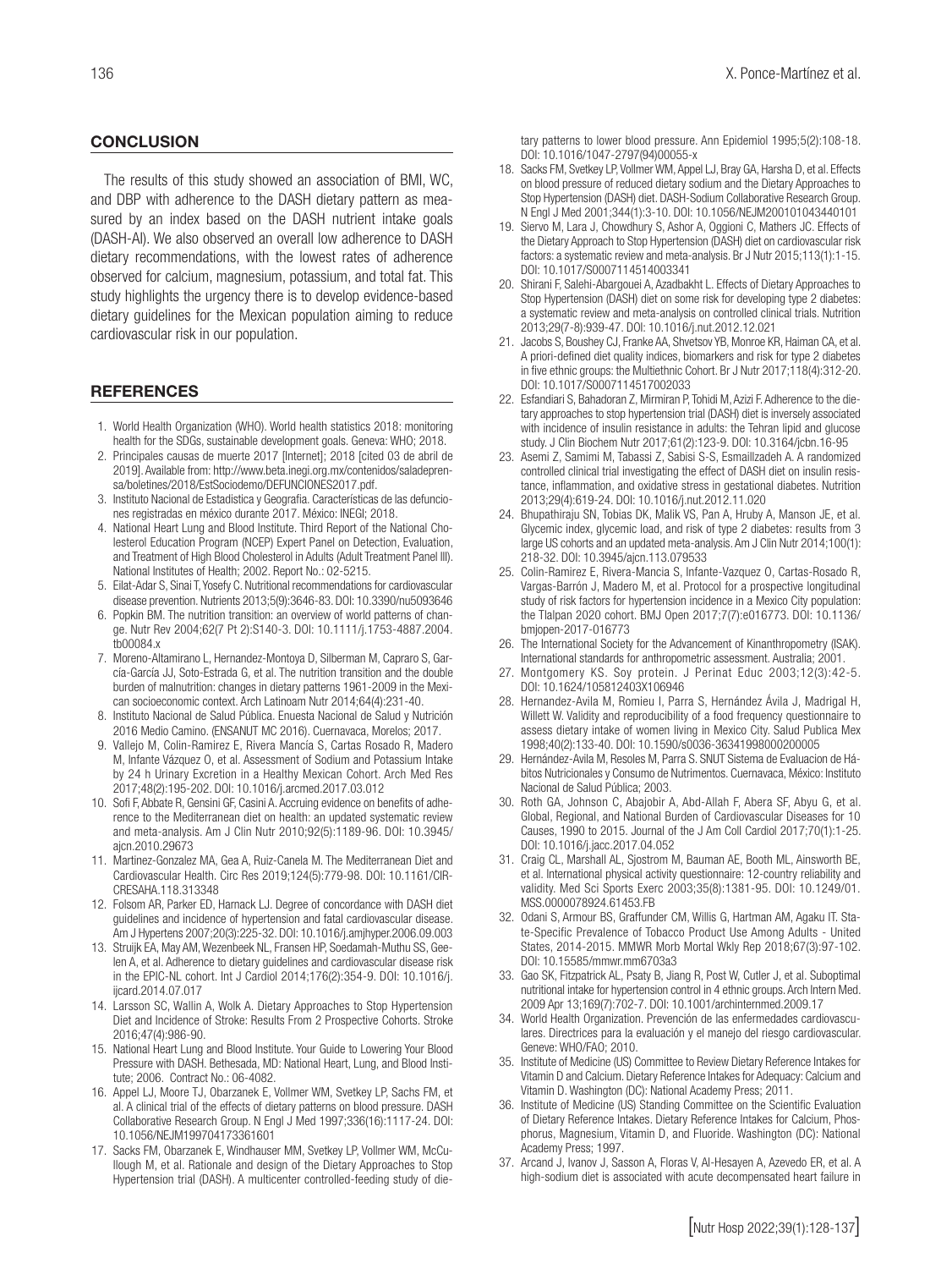## CONCLUSION

The results of this study showed an association of BMI, WC, and DBP with adherence to the DASH dietary pattern as measured by an index based on the DASH nutrient intake goals (DASH-AI). We also observed an overall low adherence to DASH dietary recommendations, with the lowest rates of adherence observed for calcium, magnesium, potassium, and total fat. This study highlights the urgency there is to develop evidence-based dietary guidelines for the Mexican population aiming to reduce cardiovascular risk in our population.

## REFERENCES

1. World Health Organization (WHO). World health statistics 2018: monitoring health for the SDGs, sustainable development goals. Geneva: WHO; 2018.
2. Principales causas de muerte 2017 [Internet]; 2018 [cited 03 de abril de 2019]. Available from: http://www.beta.inegi.org.mx/contenidos/saladeprensa/boletines/2018/EstSociodemo/DEFUNCIONES2017.pdf.
3. Instituto Nacional de Estadistica y Geografia. Características de las defunciones registradas en méxico durante 2017. México: INEGI; 2018.
4. National Heart Lung and Blood Institute. Third Report of the National Cholesterol Education Program (NCEP) Expert Panel on Detection, Evaluation, and Treatment of High Blood Cholesterol in Adults (Adult Treatment Panel III). National Institutes of Health; 2002. Report No.: 02-5215.
5. Eilat-Adar S, Sinai T, Yosefy C. Nutritional recommendations for cardiovascular disease prevention. Nutrients 2013;5(9):3646-83. DOI: 10.3390/nu5093646
6. Popkin BM. The nutrition transition: an overview of world patterns of change. Nutr Rev 2004;62(7 Pt 2):S140-3. DOI: 10.1111/j.1753-4887.2004.tb00084.x
7. Moreno-Altamirano L, Hernandez-Montoya D, Silberman M, Capraro S, García-García JJ, Soto-Estrada G, et al. The nutrition transition and the double burden of malnutrition: changes in dietary patterns 1961-2009 in the Mexican socioeconomic context. Arch Latinoam Nutr 2014;64(4):231-40.
8. Instituto Nacional de Salud Pública. Enuesta Nacional de Salud y Nutrición 2016 Medio Camino. (ENSANUT MC 2016). Cuernavaca, Morelos; 2017.
9. Vallejo M, Colin-Ramirez E, Rivera Mancía S, Cartas Rosado R, Madero M, Infante Vázquez O, et al. Assessment of Sodium and Potassium Intake by 24 h Urinary Excretion in a Healthy Mexican Cohort. Arch Med Res 2017;48(2):195-202. DOI: 10.1016/j.arcmed.2017.03.012
10. Sofi F, Abbate R, Gensini GF, Casini A. Accruing evidence on benefits of adherence to the Mediterranean diet on health: an updated systematic review and meta-analysis. Am J Clin Nutr 2010;92(5):1189-96. DOI: 10.3945/ajcn.2010.29673
11. Martinez-Gonzalez MA, Gea A, Ruiz-Canela M. The Mediterranean Diet and Cardiovascular Health. Circ Res 2019;124(5):779-98. DOI: 10.1161/CIRCRESAHA.118.313348
12. Folsom AR, Parker ED, Harnack LJ. Degree of concordance with DASH diet guidelines and incidence of hypertension and fatal cardiovascular disease. Am J Hypertens 2007;20(3):225-32. DOI: 10.1016/j.amjhyper.2006.09.003
13. Struijk EA, May AM, Wezenbeek NL, Fransen HP, Soedamah-Muthu SS, Geelen A, et al. Adherence to dietary guidelines and cardiovascular disease risk in the EPIC-NL cohort. Int J Cardiol 2014;176(2):354-9. DOI: 10.1016/j.ijcard.2014.07.017
14. Larsson SC, Wallin A, Wolk A. Dietary Approaches to Stop Hypertension Diet and Incidence of Stroke: Results From 2 Prospective Cohorts. Stroke 2016;47(4):986-90.
15. National Heart Lung and Blood Institute. Your Guide to Lowering Your Blood Pressure with DASH. Bethesada, MD: National Heart, Lung, and Blood Institute; 2006. Contract No.: 06-4082.
16. Appel LJ, Moore TJ, Obarzanek E, Vollmer WM, Svetkey LP, Sachs FM, et al. A clinical trial of the effects of dietary patterns on blood pressure. DASH Collaborative Research Group. N Engl J Med 1997;336(16):1117-24. DOI: 10.1056/NEJM199704173361601
17. Sacks FM, Obarzanek E, Windhauser MM, Svetkey LP, Vollmer WM, McCullough M, et al. Rationale and design of the Dietary Approaches to Stop Hypertension trial (DASH). A multicenter controlled-feeding study of dietary patterns to lower blood pressure. Ann Epidemiol 1995;5(2):108-18. DOI: 10.1016/1047-2797(94)00055-x
18. Sacks FM, Svetkey LP, Vollmer WM, Appel LJ, Bray GA, Harsha D, et al. Effects on blood pressure of reduced dietary sodium and the Dietary Approaches to Stop Hypertension (DASH) diet. DASH-Sodium Collaborative Research Group. N Engl J Med 2001;344(1):3-10. DOI: 10.1056/NEJM200101043440101
19. Siervo M, Lara J, Chowdhury S, Ashor A, Oggioni C, Mathers JC. Effects of the Dietary Approach to Stop Hypertension (DASH) diet on cardiovascular risk factors: a systematic review and meta-analysis. Br J Nutr 2015;113(1):1-15. DOI: 10.1017/S0007114514003341
20. Shirani F, Salehi-Abargouei A, Azadbakht L. Effects of Dietary Approaches to Stop Hypertension (DASH) diet on some risk for developing type 2 diabetes: a systematic review and meta-analysis on controlled clinical trials. Nutrition 2013;29(7-8):939-47. DOI: 10.1016/j.nut.2012.12.021
21. Jacobs S, Boushey CJ, Franke AA, Shvetsov YB, Monroe KR, Haiman CA, et al. A priori-defined diet quality indices, biomarkers and risk for type 2 diabetes in five ethnic groups: the Multiethnic Cohort. Br J Nutr 2017;118(4):312-20. DOI: 10.1017/S0007114517002033
22. Esfandiari S, Bahadoran Z, Mirmiran P, Tohidi M, Azizi F. Adherence to the dietary approaches to stop hypertension trial (DASH) diet is inversely associated with incidence of insulin resistance in adults: the Tehran lipid and glucose study. J Clin Biochem Nutr 2017;61(2):123-9. DOI: 10.3164/jcbn.16-95
23. Asemi Z, Samimi M, Tabassi Z, Sabisi S-S, Esmaillzadeh A. A randomized controlled clinical trial investigating the effect of DASH diet on insulin resistance, inflammation, and oxidative stress in gestational diabetes. Nutrition 2013;29(4):619-24. DOI: 10.1016/j.nut.2012.11.020
24. Bhupathiraju SN, Tobias DK, Malik VS, Pan A, Hruby A, Manson JE, et al. Glycemic index, glycemic load, and risk of type 2 diabetes: results from 3 large US cohorts and an updated meta-analysis. Am J Clin Nutr 2014;100(1):218-32. DOI: 10.3945/ajcn.113.079533
25. Colin-Ramirez E, Rivera-Mancia S, Infante-Vazquez O, Cartas-Rosado R, Vargas-Barrón J, Madero M, et al. Protocol for a prospective longitudinal study of risk factors for hypertension incidence in a Mexico City population: the Tlalpan 2020 cohort. BMJ Open 2017;7(7):e016773. DOI: 10.1136/bmjopen-2017-016773
26. The International Society for the Advancement of Kinanthropometry (ISAK). International standards for anthropometric assessment. Australia; 2001.
27. Montgomery KS. Soy protein. J Perinat Educ 2003;12(3):42-5. DOI: 10.1624/105812403X106946
28. Hernandez-Avila M, Romieu I, Parra S, Hernández Ávila J, Madrigal H, Willett W. Validity and reproducibility of a food frequency questionnaire to assess dietary intake of women living in Mexico City. Salud Publica Mex 1998;40(2):133-40. DOI: 10.1590/s0036-36341998000200005
29. Hernández-Avila M, Resoles M, Parra S. SNUT Sistema de Evaluacion de Hábitos Nutricionales y Consumo de Nutrimentos. Cuernavaca, México: Instituto Nacional de Salud Pública; 2003.
30. Roth GA, Johnson C, Abajobir A, Abd-Allah F, Abera SF, Abyu G, et al. Global, Regional, and National Burden of Cardiovascular Diseases for 10 Causes, 1990 to 2015. Journal of the J Am Coll Cardiol 2017;70(1):1-25. DOI: 10.1016/j.jacc.2017.04.052
31. Craig CL, Marshall AL, Sjostrom M, Bauman AE, Booth ML, Ainsworth BE, et al. International physical activity questionnaire: 12-country reliability and validity. Med Sci Sports Exerc 2003;35(8):1381-95. DOI: 10.1249/01.MSS.0000078924.61453.FB
32. Odani S, Armour BS, Graffunder CM, Willis G, Hartman AM, Agaku IT. State-Specific Prevalence of Tobacco Product Use Among Adults - United States, 2014-2015. MMWR Morb Mortal Wkly Rep 2018;67(3):97-102. DOI: 10.15585/mmwr.mm6703a3
33. Gao SK, Fitzpatrick AL, Psaty B, Jiang R, Post W, Cutler J, et al. Suboptimal nutritional intake for hypertension control in 4 ethnic groups. Arch Intern Med. 2009 Apr 13;169(7):702-7. DOI: 10.1001/archinternmed.2009.17
34. World Health Organization. Prevención de las enfermedades cardiovasculares. Directrices para la evaluación y el manejo del riesgo cardiovascular. Geneve: WHO/FAO; 2010.
35. Institute of Medicine (US) Committee to Review Dietary Reference Intakes for Vitamin D and Calcium. Dietary Reference Intakes for Adequacy: Calcium and Vitamin D. Washington (DC): National Academy Press; 2011.
36. Institute of Medicine (US) Standing Committee on the Scientific Evaluation of Dietary Reference Intakes. Dietary Reference Intakes for Calcium, Phosphorus, Magnesium, Vitamin D, and Fluoride. Washington (DC): National Academy Press; 1997.
37. Arcand J, Ivanov J, Sasson A, Floras V, Al-Hesayen A, Azevedo ER, et al. A high-sodium diet is associated with acute decompensated heart failure in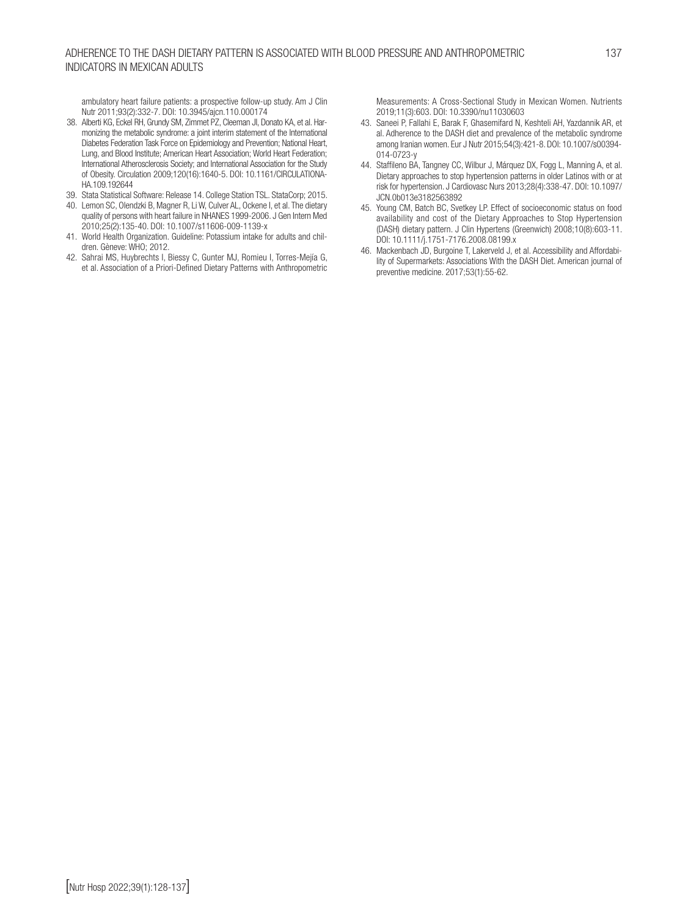ambulatory heart failure patients: a prospective follow-up study. Am J Clin Nutr 2011;93(2):332-7. DOI: 10.3945/ajcn.110.000174

38. Alberti KG, Eckel RH, Grundy SM, Zimmet PZ, Cleeman JI, Donato KA, et al. Harmonizing the metabolic syndrome: a joint interim statement of the International Diabetes Federation Task Force on Epidemiology and Prevention; National Heart, Lung, and Blood Institute; American Heart Association; World Heart Federation; International Atherosclerosis Society; and International Association for the Study of Obesity. Circulation 2009;120(16):1640-5. DOI: 10.1161/CIRCULATIONAHA.109.192644
39. Stata Statistical Software: Release 14. College Station TSL. StataCorp; 2015.
40. Lemon SC, Olendzki B, Magner R, Li W, Culver AL, Ockene I, et al. The dietary quality of persons with heart failure in NHANES 1999-2006. J Gen Intern Med 2010;25(2):135-40. DOI: 10.1007/s11606-009-1139-x
41. World Health Organization. Guideline: Potassium intake for adults and children. Gèneve: WHO; 2012.
42. Sahrai MS, Huybrechts I, Biessy C, Gunter MJ, Romieu I, Torres-Mejía G, et al. Association of a Priori-Defined Dietary Patterns with Anthropometric Measurements: A Cross-Sectional Study in Mexican Women. Nutrients 2019;11(3):603. DOI: 10.3390/nu11030603
43. Saneei P, Fallahi E, Barak F, Ghasemifard N, Keshteli AH, Yazdannik AR, et al. Adherence to the DASH diet and prevalence of the metabolic syndrome among Iranian women. Eur J Nutr 2015;54(3):421-8. DOI: 10.1007/s00394-014-0723-y
44. Staffileno BA, Tangney CC, Wilbur J, Márquez DX, Fogg L, Manning A, et al. Dietary approaches to stop hypertension patterns in older Latinos with or at risk for hypertension. J Cardiovasc Nurs 2013;28(4):338-47. DOI: 10.1097/JCN.0b013e3182563892
45. Young CM, Batch BC, Svetkey LP. Effect of socioeconomic status on food availability and cost of the Dietary Approaches to Stop Hypertension (DASH) dietary pattern. J Clin Hypertens (Greenwich) 2008;10(8):603-11. DOI: 10.1111/j.1751-7176.2008.08199.x
46. Mackenbach JD, Burgoine T, Lakerveld J, et al. Accessibility and Affordability of Supermarkets: Associations With the DASH Diet. American journal of preventive medicine. 2017;53(1):55-62.